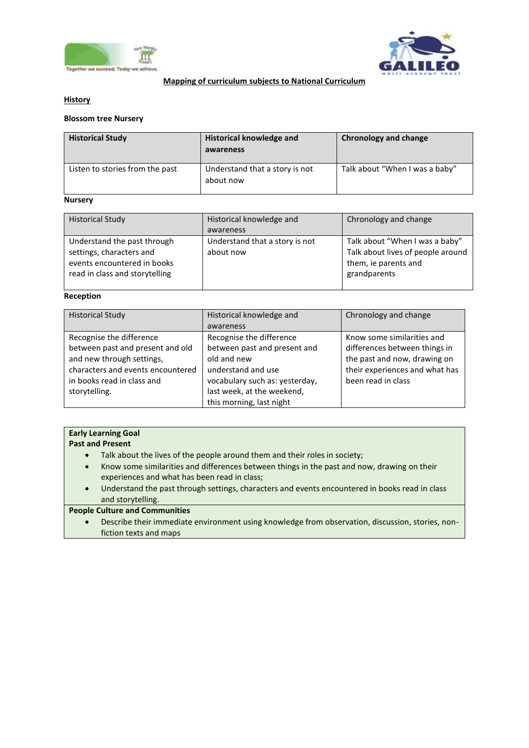# Mapping of curriculum subjects to National Curriculum

## History

### Blossom tree Nursery

| Historical Study | Historical knowledge and awareness | Chronology and change |
|---|---|---|
| Listen to stories from the past | Understand that a story is not about now | Talk about "When I was a baby" |

### Nursery

| Historical Study | Historical knowledge and awareness | Chronology and change |
|---|---|---|
| Understand the past through settings, characters and events encountered in books read in class and storytelling | Understand that a story is not about now | Talk about "When I was a baby" Talk about lives of people around them, ie parents and grandparents |

### Reception

| Historical Study | Historical knowledge and awareness | Chronology and change |
|---|---|---|
| Recognise the difference between past and present and old and new through settings, characters and events encountered in books read in class and storytelling. | Recognise the difference between past and present and old and new understand and use vocabulary such as: yesterday, last week, at the weekend, this morning, last night | Know some similarities and differences between things in the past and now, drawing on their experiences and what has been read in class |

**Early Learning Goal**
**Past and Present**

- Talk about the lives of the people around them and their roles in society;
- Know some similarities and differences between things in the past and now, drawing on their experiences and what has been read in class;
- Understand the past through settings, characters and events encountered in books read in class and storytelling.

**People Culture and Communities**

- Describe their immediate environment using knowledge from observation, discussion, stories, non-fiction texts and maps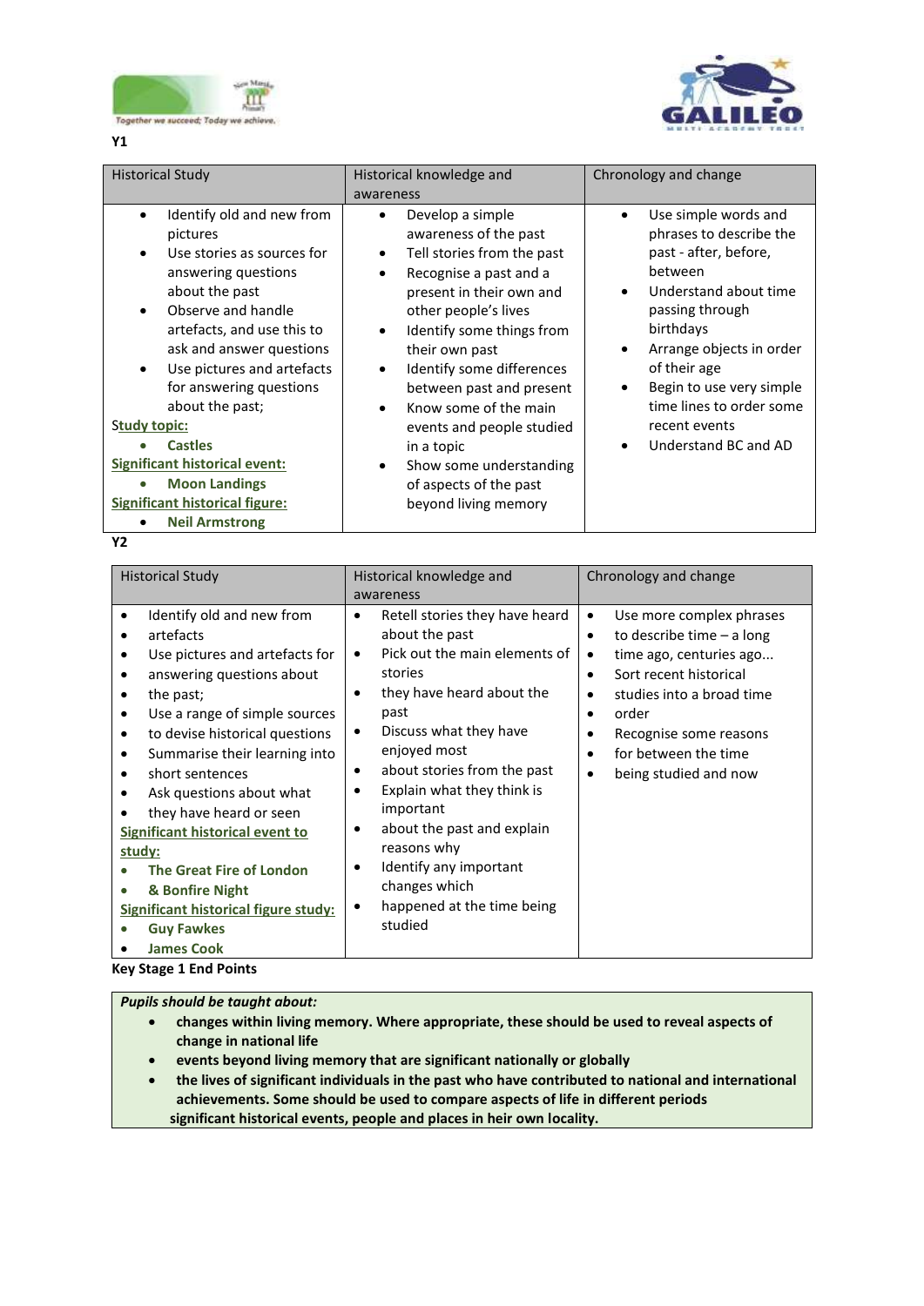**Y1**

| Historical Study | Historical knowledge and awareness | Chronology and change |
|---|---|---|
| • Identify old and new from pictures<br>• Use stories as sources for answering questions about the past<br>• Observe and handle artefacts, and use this to ask and answer questions<br>• Use pictures and artefacts for answering questions about the past;<br>**Study topic:**<br>• **Castles**<br>**Significant historical event:**<br>• **Moon Landings**<br>**Significant historical figure:**<br>• **Neil Armstrong** | • Develop a simple awareness of the past<br>• Tell stories from the past<br>• Recognise a past and a present in their own and other people's lives<br>• Identify some things from their own past<br>• Identify some differences between past and present<br>• Know some of the main events and people studied in a topic<br>• Show some understanding of aspects of the past beyond living memory | • Use simple words and phrases to describe the past - after, before, between<br>• Understand about time passing through birthdays<br>• Arrange objects in order of their age<br>• Begin to use very simple time lines to order some recent events<br>• Understand BC and AD |

**Y2**

| Historical Study | Historical knowledge and awareness | Chronology and change |
|---|---|---|
| • Identify old and new from<br>• artefacts<br>• Use pictures and artefacts for<br>• answering questions about<br>• the past;<br>• Use a range of simple sources<br>• to devise historical questions<br>• Summarise their learning into<br>• short sentences<br>• Ask questions about what<br>• they have heard or seen<br>**Significant historical event to study:**<br>• **The Great Fire of London**<br>• **& Bonfire Night**<br>**Significant historical figure study:**<br>• **Guy Fawkes**<br>• **James Cook** | • Retell stories they have heard about the past<br>• Pick out the main elements of stories<br>• they have heard about the past<br>• Discuss what they have enjoyed most<br>• about stories from the past<br>• Explain what they think is important<br>• about the past and explain reasons why<br>• Identify any important changes which<br>• happened at the time being studied | • Use more complex phrases<br>• to describe time – a long<br>• time ago, centuries ago...<br>• Sort recent historical<br>• studies into a broad time<br>• order<br>• Recognise some reasons<br>• for between the time<br>• being studied and now |

**Key Stage 1 End Points**

| *Pupils should be taught about:* |
|---|
| • **changes within living memory. Where appropriate, these should be used to reveal aspects of change in national life**<br>• **events beyond living memory that are significant nationally or globally**<br>• **the lives of significant individuals in the past who have contributed to national and international achievements. Some should be used to compare aspects of life in different periods**<br>**significant historical events, people and places in heir own locality.** |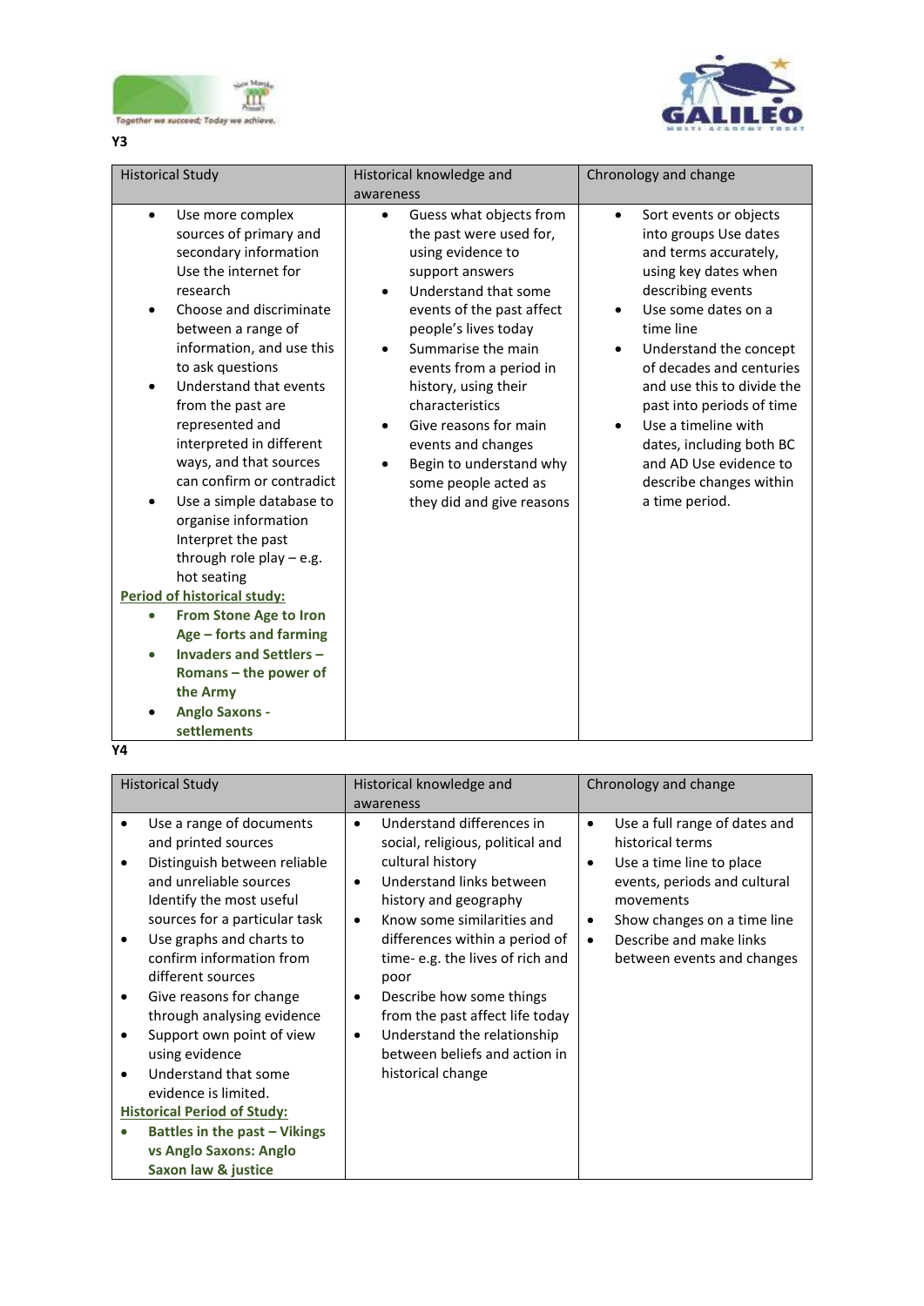Y3

| Historical Study | Historical knowledge and awareness | Chronology and change |
|---|---|---|
| • Use more complex sources of primary and secondary information Use the internet for research<br>• Choose and discriminate between a range of information, and use this to ask questions<br>• Understand that events from the past are represented and interpreted in different ways, and that sources can confirm or contradict<br>• Use a simple database to organise information Interpret the past through role play – e.g. hot seating<br>**Period of historical study:**<br>• **From Stone Age to Iron Age – forts and farming**<br>• **Invaders and Settlers – Romans – the power of the Army**<br>• **Anglo Saxons - settlements** | • Guess what objects from the past were used for, using evidence to support answers<br>• Understand that some events of the past affect people's lives today<br>• Summarise the main events from a period in history, using their characteristics<br>• Give reasons for main events and changes<br>• Begin to understand why some people acted as they did and give reasons | • Sort events or objects into groups Use dates and terms accurately, using key dates when describing events<br>• Use some dates on a time line<br>• Understand the concept of decades and centuries and use this to divide the past into periods of time<br>• Use a timeline with dates, including both BC and AD Use evidence to describe changes within a time period. |

Y4

| Historical Study | Historical knowledge and awareness | Chronology and change |
|---|---|---|
| • Use a range of documents and printed sources<br>• Distinguish between reliable and unreliable sources Identify the most useful sources for a particular task<br>• Use graphs and charts to confirm information from different sources<br>• Give reasons for change through analysing evidence<br>• Support own point of view using evidence<br>• Understand that some evidence is limited.<br>**Historical Period of Study:**<br>• **Battles in the past – Vikings vs Anglo Saxons: Anglo Saxon law & justice** | • Understand differences in social, religious, political and cultural history<br>• Understand links between history and geography<br>• Know some similarities and differences within a period of time- e.g. the lives of rich and poor<br>• Describe how some things from the past affect life today<br>• Understand the relationship between beliefs and action in historical change | • Use a full range of dates and historical terms<br>• Use a time line to place events, periods and cultural movements<br>• Show changes on a time line<br>• Describe and make links between events and changes |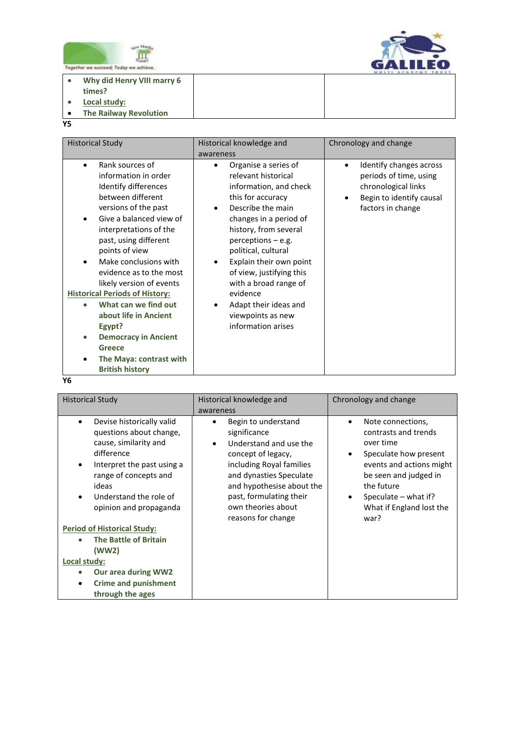| | | |
|---|---|---|
| • **Why did Henry VIII marry 6 times?**<br>• **Local study:**<br>• **The Railway Revolution** | | |

**Y5**

| Historical Study | Historical knowledge and awareness | Chronology and change |
|---|---|---|
| • Rank sources of information in order Identify differences between different versions of the past<br>• Give a balanced view of interpretations of the past, using different points of view<br>• Make conclusions with evidence as to the most likely version of events<br>**Historical Periods of History:**<br>• **What can we find out about life in Ancient Egypt?**<br>• **Democracy in Ancient Greece**<br>• **The Maya: contrast with British history** | • Organise a series of relevant historical information, and check this for accuracy<br>• Describe the main changes in a period of history, from several perceptions – e.g. political, cultural<br>• Explain their own point of view, justifying this with a broad range of evidence<br>• Adapt their ideas and viewpoints as new information arises | • Identify changes across periods of time, using chronological links<br>• Begin to identify causal factors in change |

**Y6**

| Historical Study | Historical knowledge and awareness | Chronology and change |
|---|---|---|
| • Devise historically valid questions about change, cause, similarity and difference<br>• Interpret the past using a range of concepts and ideas<br>• Understand the role of opinion and propaganda<br>**Period of Historical Study:**<br>• **The Battle of Britain (WW2)**<br>**Local study:**<br>• **Our area during WW2**<br>• **Crime and punishment through the ages** | • Begin to understand significance<br>• Understand and use the concept of legacy, including Royal families and dynasties Speculate and hypothesise about the past, formulating their own theories about reasons for change | • Note connections, contrasts and trends over time<br>• Speculate how present events and actions might be seen and judged in the future<br>• Speculate – what if? What if England lost the war? |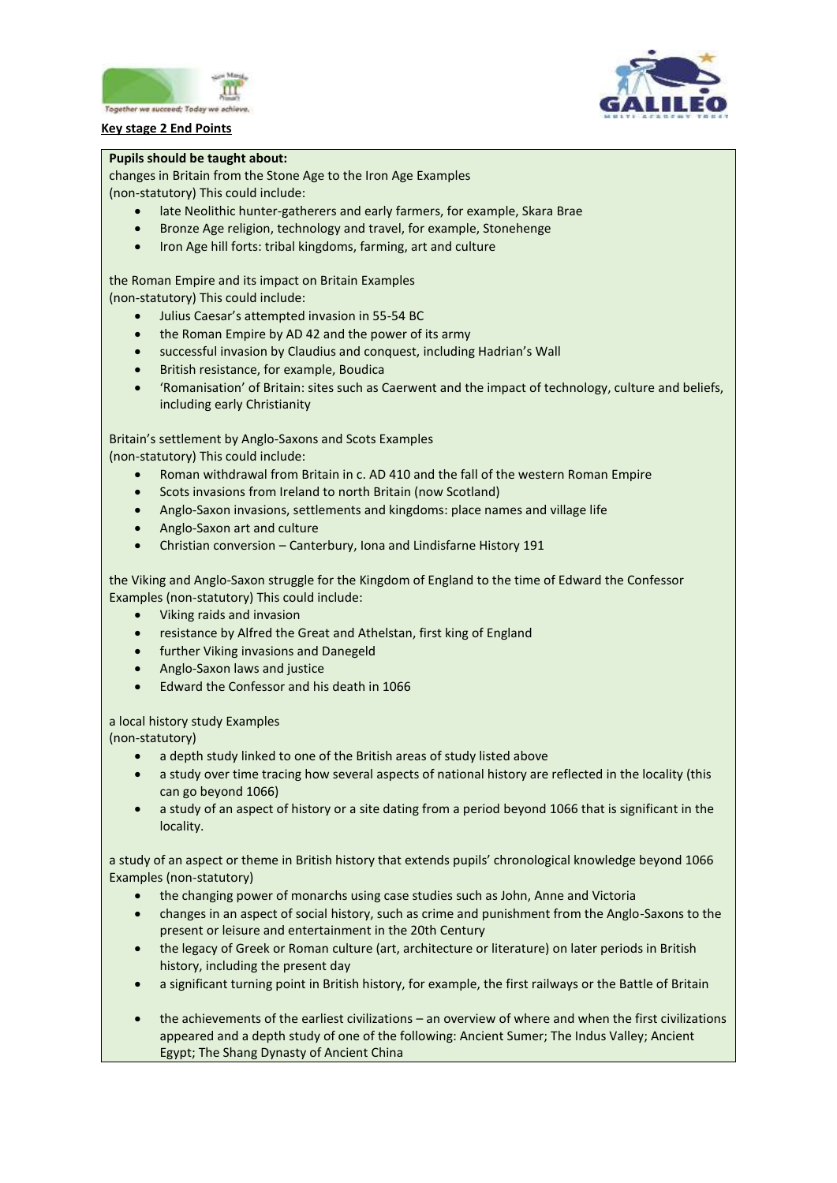**Key stage 2 End Points**

**Pupils should be taught about:**

changes in Britain from the Stone Age to the Iron Age Examples
(non-statutory) This could include:

- late Neolithic hunter-gatherers and early farmers, for example, Skara Brae
- Bronze Age religion, technology and travel, for example, Stonehenge
- Iron Age hill forts: tribal kingdoms, farming, art and culture

the Roman Empire and its impact on Britain Examples
(non-statutory) This could include:

- Julius Caesar's attempted invasion in 55-54 BC
- the Roman Empire by AD 42 and the power of its army
- successful invasion by Claudius and conquest, including Hadrian's Wall
- British resistance, for example, Boudica
- 'Romanisation' of Britain: sites such as Caerwent and the impact of technology, culture and beliefs, including early Christianity

Britain's settlement by Anglo-Saxons and Scots Examples
(non-statutory) This could include:

- Roman withdrawal from Britain in c. AD 410 and the fall of the western Roman Empire
- Scots invasions from Ireland to north Britain (now Scotland)
- Anglo-Saxon invasions, settlements and kingdoms: place names and village life
- Anglo-Saxon art and culture
- Christian conversion – Canterbury, Iona and Lindisfarne History 191

the Viking and Anglo-Saxon struggle for the Kingdom of England to the time of Edward the Confessor Examples (non-statutory) This could include:

- Viking raids and invasion
- resistance by Alfred the Great and Athelstan, first king of England
- further Viking invasions and Danegeld
- Anglo-Saxon laws and justice
- Edward the Confessor and his death in 1066

a local history study Examples
(non-statutory)

- a depth study linked to one of the British areas of study listed above
- a study over time tracing how several aspects of national history are reflected in the locality (this can go beyond 1066)
- a study of an aspect of history or a site dating from a period beyond 1066 that is significant in the locality.

a study of an aspect or theme in British history that extends pupils' chronological knowledge beyond 1066 Examples (non-statutory)

- the changing power of monarchs using case studies such as John, Anne and Victoria
- changes in an aspect of social history, such as crime and punishment from the Anglo-Saxons to the present or leisure and entertainment in the 20th Century
- the legacy of Greek or Roman culture (art, architecture or literature) on later periods in British history, including the present day
- a significant turning point in British history, for example, the first railways or the Battle of Britain
- the achievements of the earliest civilizations – an overview of where and when the first civilizations appeared and a depth study of one of the following: Ancient Sumer; The Indus Valley; Ancient Egypt; The Shang Dynasty of Ancient China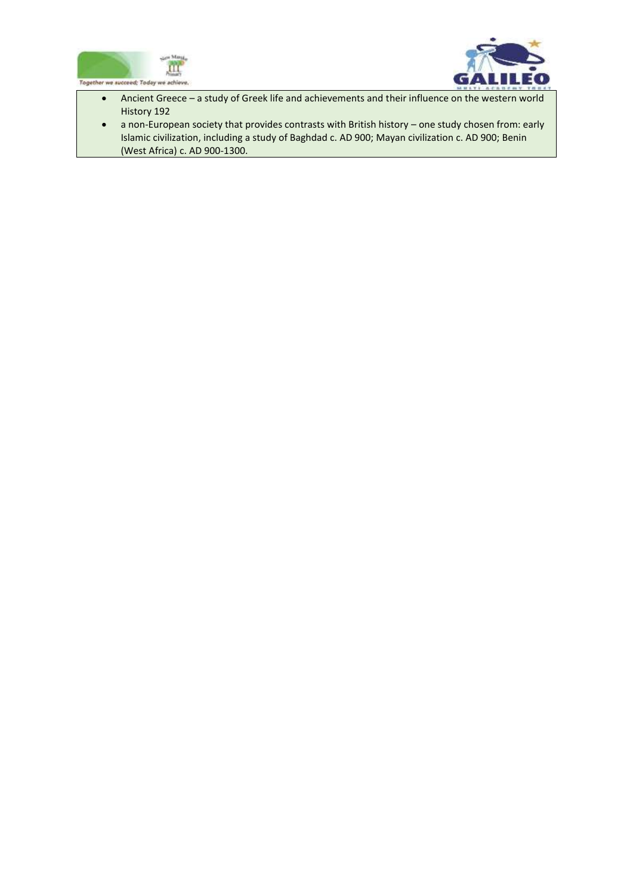- Ancient Greece – a study of Greek life and achievements and their influence on the western world History 192
- a non-European society that provides contrasts with British history – one study chosen from: early Islamic civilization, including a study of Baghdad c. AD 900; Mayan civilization c. AD 900; Benin (West Africa) c. AD 900-1300.